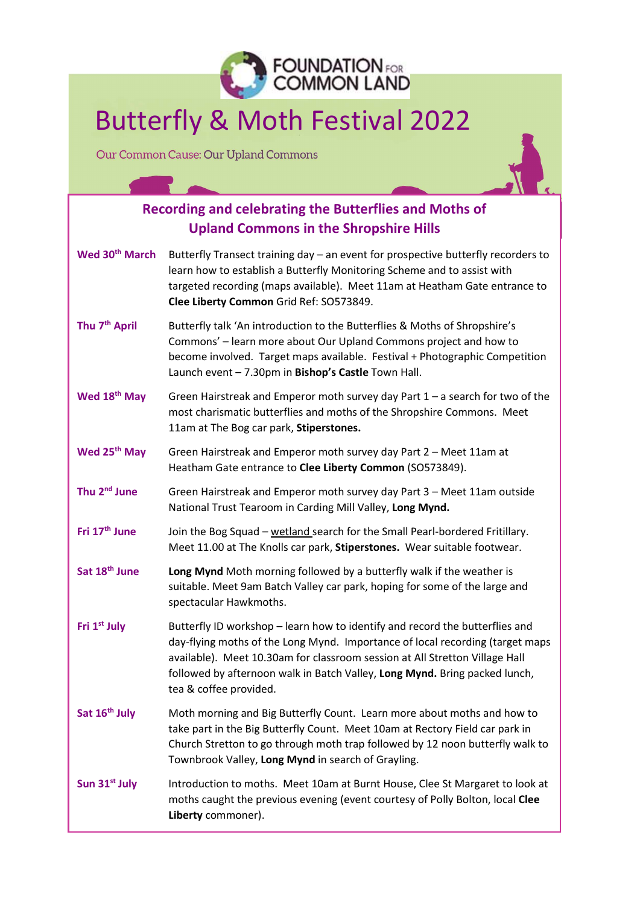FOUNDATION FOR COMMON LAND

# Butterfly & Moth Festival 2022

Our Common Cause: Our Upland Commons

## Recording and celebrating the Butterflies and Moths of Upland Commons in the Shropshire Hills

| | |
|---|---|
| **Wed 30th March** | Butterfly Transect training day – an event for prospective butterfly recorders to learn how to establish a Butterfly Monitoring Scheme and to assist with targeted recording (maps available). Meet 11am at Heatham Gate entrance to **Clee Liberty Common** Grid Ref: SO573849. |
| **Thu 7th April** | Butterfly talk 'An introduction to the Butterflies & Moths of Shropshire's Commons' – learn more about Our Upland Commons project and how to become involved. Target maps available. Festival + Photographic Competition Launch event – 7.30pm in **Bishop's Castle** Town Hall. |
| **Wed 18th May** | Green Hairstreak and Emperor moth survey day Part 1 – a search for two of the most charismatic butterflies and moths of the Shropshire Commons. Meet 11am at The Bog car park, **Stiperstones.** |
| **Wed 25th May** | Green Hairstreak and Emperor moth survey day Part 2 – Meet 11am at Heatham Gate entrance to **Clee Liberty Common** (SO573849). |
| **Thu 2nd June** | Green Hairstreak and Emperor moth survey day Part 3 – Meet 11am outside National Trust Tearoom in Carding Mill Valley, **Long Mynd.** |
| **Fri 17th June** | Join the Bog Squad – wetland search for the Small Pearl-bordered Fritillary. Meet 11.00 at The Knolls car park, **Stiperstones.** Wear suitable footwear. |
| **Sat 18th June** | **Long Mynd** Moth morning followed by a butterfly walk if the weather is suitable. Meet 9am Batch Valley car park, hoping for some of the large and spectacular Hawkmoths. |
| **Fri 1st July** | Butterfly ID workshop – learn how to identify and record the butterflies and day-flying moths of the Long Mynd. Importance of local recording (target maps available). Meet 10.30am for classroom session at All Stretton Village Hall followed by afternoon walk in Batch Valley, **Long Mynd.** Bring packed lunch, tea & coffee provided. |
| **Sat 16th July** | Moth morning and Big Butterfly Count. Learn more about moths and how to take part in the Big Butterfly Count. Meet 10am at Rectory Field car park in Church Stretton to go through moth trap followed by 12 noon butterfly walk to Townbrook Valley, **Long Mynd** in search of Grayling. |
| **Sun 31st July** | Introduction to moths. Meet 10am at Burnt House, Clee St Margaret to look at moths caught the previous evening (event courtesy of Polly Bolton, local **Clee Liberty** commoner). |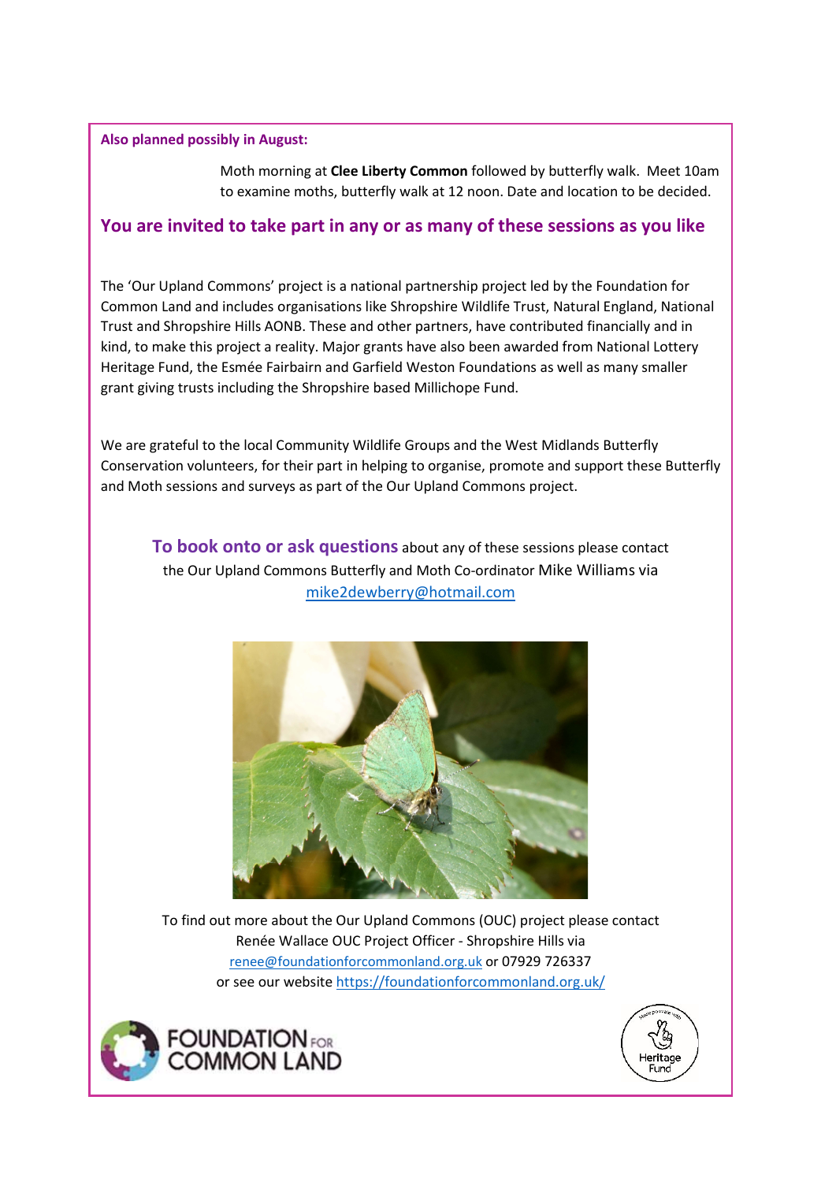**Also planned possibly in August:**

Moth morning at **Clee Liberty Common** followed by butterfly walk. Meet 10am to examine moths, butterfly walk at 12 noon. Date and location to be decided.

## You are invited to take part in any or as many of these sessions as you like

The 'Our Upland Commons' project is a national partnership project led by the Foundation for Common Land and includes organisations like Shropshire Wildlife Trust, Natural England, National Trust and Shropshire Hills AONB. These and other partners, have contributed financially and in kind, to make this project a reality. Major grants have also been awarded from National Lottery Heritage Fund, the Esmée Fairbairn and Garfield Weston Foundations as well as many smaller grant giving trusts including the Shropshire based Millichope Fund.

We are grateful to the local Community Wildlife Groups and the West Midlands Butterfly Conservation volunteers, for their part in helping to organise, promote and support these Butterfly and Moth sessions and surveys as part of the Our Upland Commons project.

**To book onto or ask questions** about any of these sessions please contact the Our Upland Commons Butterfly and Moth Co-ordinator Mike Williams via mike2dewberry@hotmail.com

To find out more about the Our Upland Commons (OUC) project please contact Renée Wallace OUC Project Officer - Shropshire Hills via renee@foundationforcommonland.org.uk or 07929 726337
or see our website https://foundationforcommonland.org.uk/

FOUNDATION FOR COMMON LAND

Heritage Fund